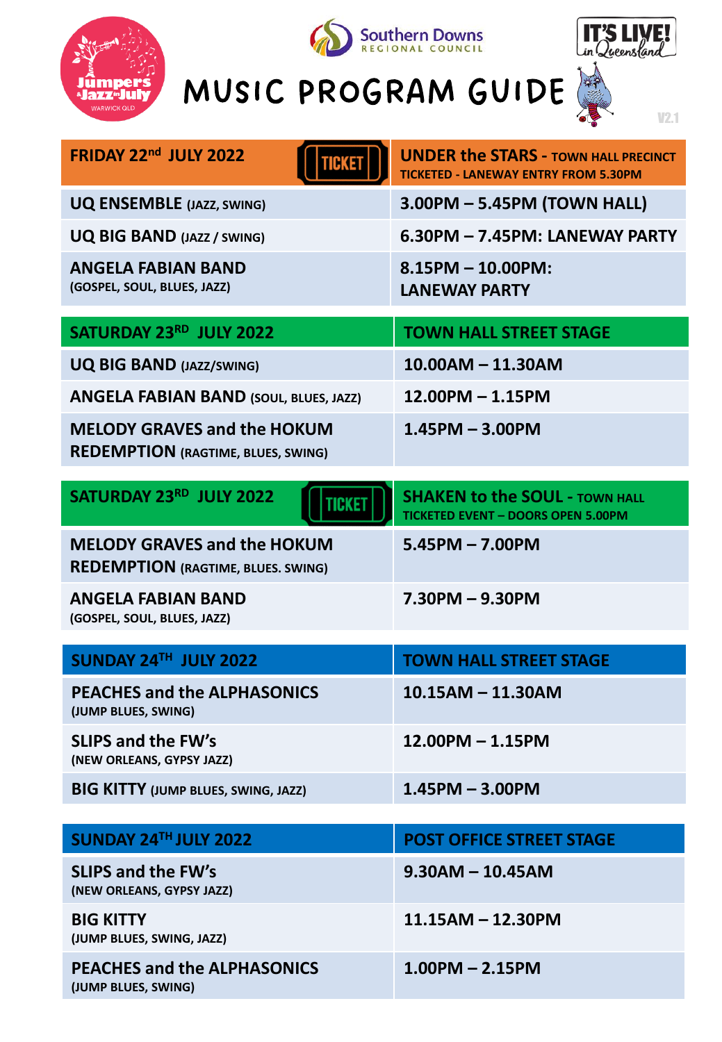# MUSIC PROGRAM GUIDE

Jumpers & Jazz in July — Warwick QLD

Southern Downs Regional Council

IT'S LIVE! in Queensland

V2.1

| FRIDAY 22nd JULY 2022 TICKET | UNDER the STARS - TOWN HALL PRECINCT TICKETED - LANEWAY ENTRY FROM 5.30PM |
|---|---|
| **UQ ENSEMBLE** (JAZZ, SWING) | 3.00PM – 5.45PM (TOWN HALL) |
| **UQ BIG BAND** (JAZZ / SWING) | 6.30PM – 7.45PM: LANEWAY PARTY |
| **ANGELA FABIAN BAND** (GOSPEL, SOUL, BLUES, JAZZ) | 8.15PM – 10.00PM: LANEWAY PARTY |

| SATURDAY 23RD JULY 2022 | TOWN HALL STREET STAGE |
|---|---|
| **UQ BIG BAND** (JAZZ/SWING) | 10.00AM – 11.30AM |
| **ANGELA FABIAN BAND** (SOUL, BLUES, JAZZ) | 12.00PM – 1.15PM |
| **MELODY GRAVES and the HOKUM REDEMPTION** (RAGTIME, BLUES, SWING) | 1.45PM – 3.00PM |

| SATURDAY 23RD JULY 2022 TICKET | SHAKEN to the SOUL - TOWN HALL TICKETED EVENT – DOORS OPEN 5.00PM |
|---|---|
| **MELODY GRAVES and the HOKUM REDEMPTION** (RAGTIME, BLUES. SWING) | 5.45PM – 7.00PM |
| **ANGELA FABIAN BAND** (GOSPEL, SOUL, BLUES, JAZZ) | 7.30PM – 9.30PM |

| SUNDAY 24TH JULY 2022 | TOWN HALL STREET STAGE |
|---|---|
| **PEACHES and the ALPHASONICS** (JUMP BLUES, SWING) | 10.15AM – 11.30AM |
| **SLIPS and the FW's** (NEW ORLEANS, GYPSY JAZZ) | 12.00PM – 1.15PM |
| **BIG KITTY** (JUMP BLUES, SWING, JAZZ) | 1.45PM – 3.00PM |

| SUNDAY 24TH JULY 2022 | POST OFFICE STREET STAGE |
|---|---|
| **SLIPS and the FW's** (NEW ORLEANS, GYPSY JAZZ) | 9.30AM – 10.45AM |
| **BIG KITTY** (JUMP BLUES, SWING, JAZZ) | 11.15AM – 12.30PM |
| **PEACHES and the ALPHASONICS** (JUMP BLUES, SWING) | 1.00PM – 2.15PM |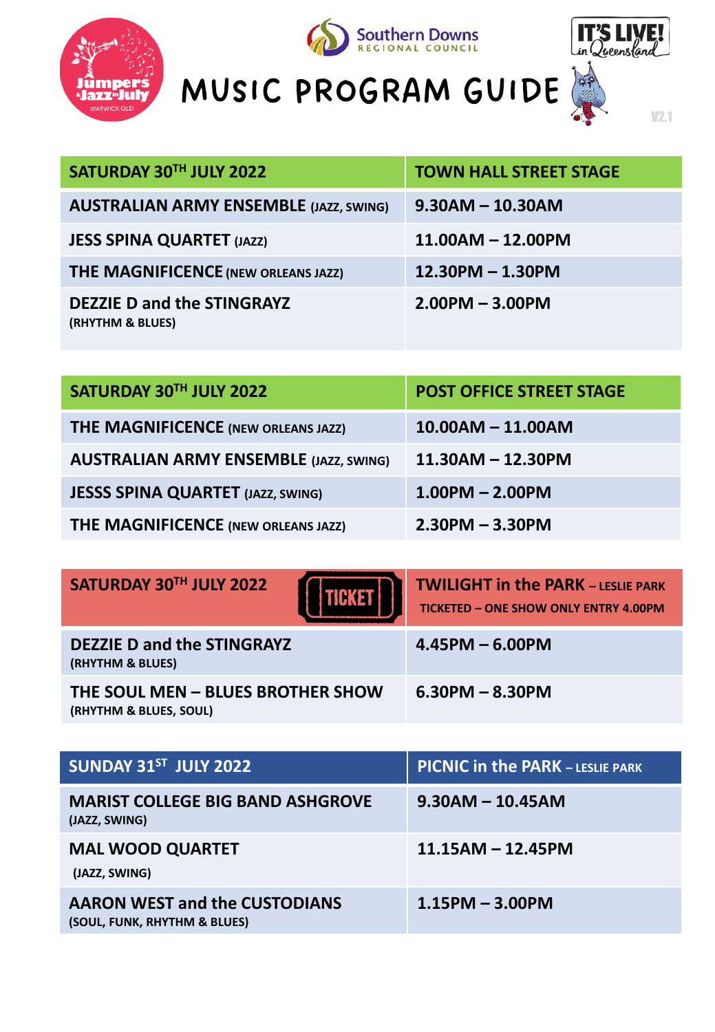Jumpers & Jazz in July WARWICK QLD

Southern Downs REGIONAL COUNCIL

IT'S LIVE! in Queensland

# MUSIC PROGRAM GUIDE

V2.1

| SATURDAY 30TH JULY 2022 | TOWN HALL STREET STAGE |
|---|---|
| AUSTRALIAN ARMY ENSEMBLE (JAZZ, SWING) | 9.30AM – 10.30AM |
| JESS SPINA QUARTET (JAZZ) | 11.00AM – 12.00PM |
| THE MAGNIFICENCE (NEW ORLEANS JAZZ) | 12.30PM – 1.30PM |
| DEZZIE D and the STINGRAYZ (RHYTHM & BLUES) | 2.00PM – 3.00PM |

| SATURDAY 30TH JULY 2022 | POST OFFICE STREET STAGE |
|---|---|
| THE MAGNIFICENCE (NEW ORLEANS JAZZ) | 10.00AM – 11.00AM |
| AUSTRALIAN ARMY ENSEMBLE (JAZZ, SWING) | 11.30AM – 12.30PM |
| JESSS SPINA QUARTET (JAZZ, SWING) | 1.00PM – 2.00PM |
| THE MAGNIFICENCE (NEW ORLEANS JAZZ) | 2.30PM – 3.30PM |

| SATURDAY 30TH JULY 2022 TICKET | TWILIGHT in the PARK – LESLIE PARK TICKETED – ONE SHOW ONLY ENTRY 4.00PM |
|---|---|
| DEZZIE D and the STINGRAYZ (RHYTHM & BLUES) | 4.45PM – 6.00PM |
| THE SOUL MEN – BLUES BROTHER SHOW (RHYTHM & BLUES, SOUL) | 6.30PM – 8.30PM |

| SUNDAY 31ST JULY 2022 | PICNIC in the PARK – LESLIE PARK |
|---|---|
| MARIST COLLEGE BIG BAND ASHGROVE (JAZZ, SWING) | 9.30AM – 10.45AM |
| MAL WOOD QUARTET (JAZZ, SWING) | 11.15AM – 12.45PM |
| AARON WEST and the CUSTODIANS (SOUL, FUNK, RHYTHM & BLUES) | 1.15PM – 3.00PM |